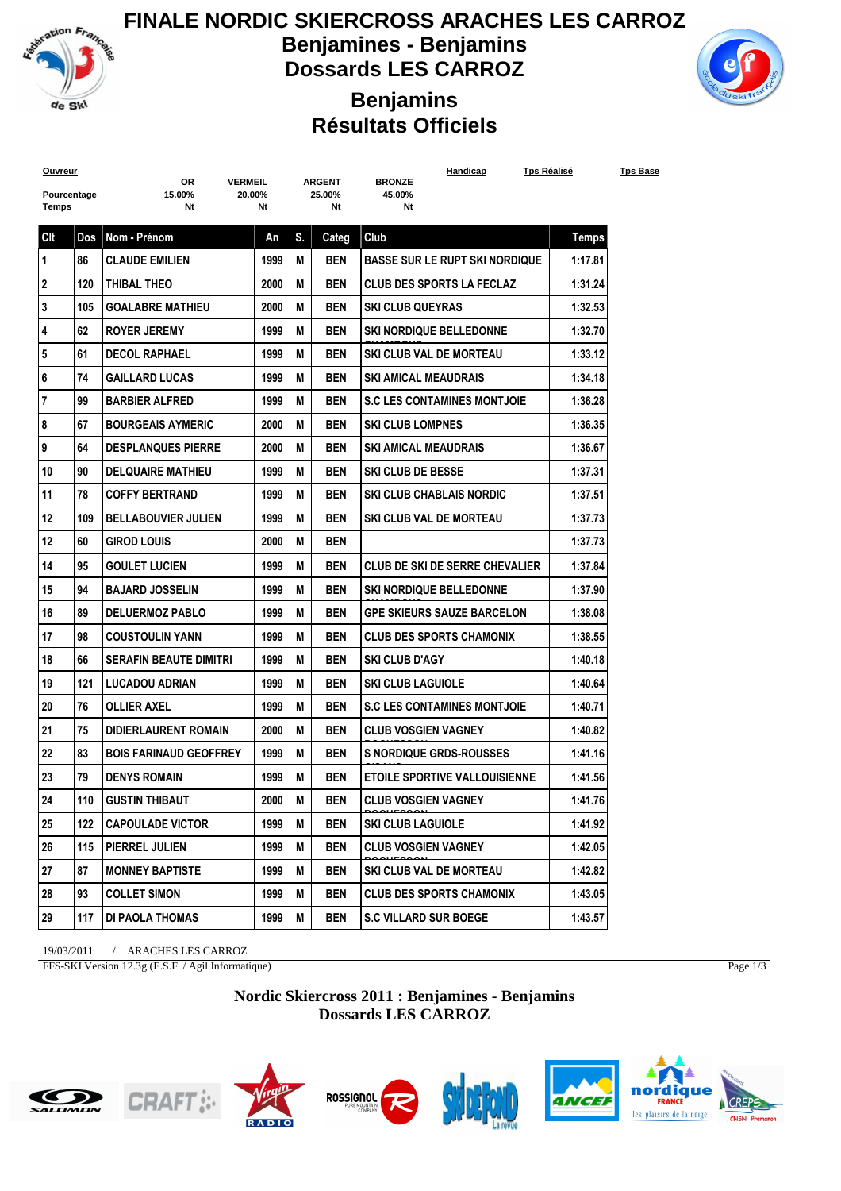# FINALE NORDIC SKIERCROSS ARACHES LES CARROZ

## Benjamines - Benjamins

## Dossards LES CARROZ

## Benjamins

## Résultats Officiels

| Ouvreur | OR | VERMEIL | ARGENT | BRONZE | Handicap | Tps Réalisé | Tps Base |
|---|---|---|---|---|---|---|---|
| Pourcentage | 15.00% | 20.00% | 25.00% | 45.00% | | | |
| Temps | Nt | Nt | Nt | Nt | | | |

| Clt | Dos | Nom - Prénom | An | S. | Categ | Club | Temps |
|---|---|---|---|---|---|---|---|
| 1 | 86 | CLAUDE EMILIEN | 1999 | M | BEN | BASSE SUR LE RUPT SKI NORDIQUE | 1:17.81 |
| 2 | 120 | THIBAL THEO | 2000 | M | BEN | CLUB DES SPORTS LA FECLAZ | 1:31.24 |
| 3 | 105 | GOALABRE MATHIEU | 2000 | M | BEN | SKI CLUB QUEYRAS | 1:32.53 |
| 4 | 62 | ROYER JEREMY | 1999 | M | BEN | SKI NORDIQUE BELLEDONNE | 1:32.70 |
| 5 | 61 | DECOL RAPHAEL | 1999 | M | BEN | SKI CLUB VAL DE MORTEAU | 1:33.12 |
| 6 | 74 | GAILLARD LUCAS | 1999 | M | BEN | SKI AMICAL MEAUDRAIS | 1:34.18 |
| 7 | 99 | BARBIER ALFRED | 1999 | M | BEN | S.C LES CONTAMINES MONTJOIE | 1:36.28 |
| 8 | 67 | BOURGEAIS AYMERIC | 2000 | M | BEN | SKI CLUB LOMPNES | 1:36.35 |
| 9 | 64 | DESPLANQUES PIERRE | 2000 | M | BEN | SKI AMICAL MEAUDRAIS | 1:36.67 |
| 10 | 90 | DELQUAIRE MATHIEU | 1999 | M | BEN | SKI CLUB DE BESSE | 1:37.31 |
| 11 | 78 | COFFY BERTRAND | 1999 | M | BEN | SKI CLUB CHABLAIS NORDIC | 1:37.51 |
| 12 | 109 | BELLABOUVIER JULIEN | 1999 | M | BEN | SKI CLUB VAL DE MORTEAU | 1:37.73 |
| 12 | 60 | GIROD LOUIS | 2000 | M | BEN | | 1:37.73 |
| 14 | 95 | GOULET LUCIEN | 1999 | M | BEN | CLUB DE SKI DE SERRE CHEVALIER | 1:37.84 |
| 15 | 94 | BAJARD JOSSELIN | 1999 | M | BEN | SKI NORDIQUE BELLEDONNE | 1:37.90 |
| 16 | 89 | DELUERMOZ PABLO | 1999 | M | BEN | GPE SKIEURS SAUZE BARCELON | 1:38.08 |
| 17 | 98 | COUSTOULIN YANN | 1999 | M | BEN | CLUB DES SPORTS CHAMONIX | 1:38.55 |
| 18 | 66 | SERAFIN BEAUTE DIMITRI | 1999 | M | BEN | SKI CLUB D'AGY | 1:40.18 |
| 19 | 121 | LUCADOU ADRIAN | 1999 | M | BEN | SKI CLUB LAGUIOLE | 1:40.64 |
| 20 | 76 | OLLIER AXEL | 1999 | M | BEN | S.C LES CONTAMINES MONTJOIE | 1:40.71 |
| 21 | 75 | DIDIERLAURENT ROMAIN | 2000 | M | BEN | CLUB VOSGIEN VAGNEY | 1:40.82 |
| 22 | 83 | BOIS FARINAUD GEOFFREY | 1999 | M | BEN | S NORDIQUE GRDS-ROUSSES | 1:41.16 |
| 23 | 79 | DENYS ROMAIN | 1999 | M | BEN | ETOILE SPORTIVE VALLOUISIENNE | 1:41.56 |
| 24 | 110 | GUSTIN THIBAUT | 2000 | M | BEN | CLUB VOSGIEN VAGNEY | 1:41.76 |
| 25 | 122 | CAPOULADE VICTOR | 1999 | M | BEN | SKI CLUB LAGUIOLE | 1:41.92 |
| 26 | 115 | PIERREL JULIEN | 1999 | M | BEN | CLUB VOSGIEN VAGNEY | 1:42.05 |
| 27 | 87 | MONNEY BAPTISTE | 1999 | M | BEN | SKI CLUB VAL DE MORTEAU | 1:42.82 |
| 28 | 93 | COLLET SIMON | 1999 | M | BEN | CLUB DES SPORTS CHAMONIX | 1:43.05 |
| 29 | 117 | DI PAOLA THOMAS | 1999 | M | BEN | S.C VILLARD SUR BOEGE | 1:43.57 |

19/03/2011 / ARACHES LES CARROZ

FFS-SKI Version 12.3g (E.S.F. / Agil Informatique)

**Nordic Skiercross 2011 : Benjamines - Benjamins**
**Dossards LES CARROZ**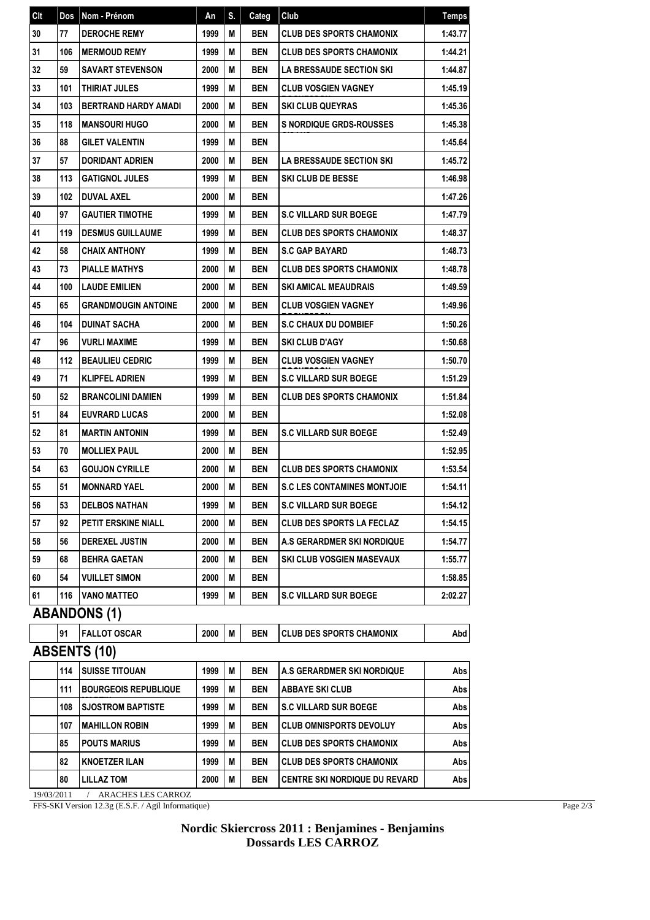| Clt | Dos | Nom - Prénom | An | S. | Categ | Club | Temps |
|---|---|---|---|---|---|---|---|
| 30 | 77 | DEROCHE REMY | 1999 | M | BEN | CLUB DES SPORTS CHAMONIX | 1:43.77 |
| 31 | 106 | MERMOUD REMY | 1999 | M | BEN | CLUB DES SPORTS CHAMONIX | 1:44.21 |
| 32 | 59 | SAVART STEVENSON | 2000 | M | BEN | LA BRESSAUDE SECTION SKI | 1:44.87 |
| 33 | 101 | THIRIAT JULES | 1999 | M | BEN | CLUB VOSGIEN VAGNEY ROCHESSON | 1:45.19 |
| 34 | 103 | BERTRAND HARDY AMADI | 2000 | M | BEN | SKI CLUB QUEYRAS | 1:45.36 |
| 35 | 118 | MANSOURI HUGO | 2000 | M | BEN | S NORDIQUE GRDS-ROUSSES SIRAUE | 1:45.38 |
| 36 | 88 | GILET VALENTIN | 1999 | M | BEN | | 1:45.64 |
| 37 | 57 | DORIDANT ADRIEN | 2000 | M | BEN | LA BRESSAUDE SECTION SKI | 1:45.72 |
| 38 | 113 | GATIGNOL JULES | 1999 | M | BEN | SKI CLUB DE BESSE | 1:46.98 |
| 39 | 102 | DUVAL AXEL | 2000 | M | BEN | | 1:47.26 |
| 40 | 97 | GAUTIER TIMOTHE | 1999 | M | BEN | S.C VILLARD SUR BOEGE | 1:47.79 |
| 41 | 119 | DESMUS GUILLAUME | 1999 | M | BEN | CLUB DES SPORTS CHAMONIX | 1:48.37 |
| 42 | 58 | CHAIX ANTHONY | 1999 | M | BEN | S.C GAP BAYARD | 1:48.73 |
| 43 | 73 | PIALLE MATHYS | 2000 | M | BEN | CLUB DES SPORTS CHAMONIX | 1:48.78 |
| 44 | 100 | LAUDE EMILIEN | 2000 | M | BEN | SKI AMICAL MEAUDRAIS | 1:49.59 |
| 45 | 65 | GRANDMOUGIN ANTOINE | 2000 | M | BEN | CLUB VOSGIEN VAGNEY ROCHESSON | 1:49.96 |
| 46 | 104 | DUINAT SACHA | 2000 | M | BEN | S.C CHAUX DU DOMBIEF | 1:50.26 |
| 47 | 96 | VURLI MAXIME | 1999 | M | BEN | SKI CLUB D'AGY | 1:50.68 |
| 48 | 112 | BEAULIEU CEDRIC | 1999 | M | BEN | CLUB VOSGIEN VAGNEY ROCHESSON | 1:50.70 |
| 49 | 71 | KLIPFEL ADRIEN | 1999 | M | BEN | S.C VILLARD SUR BOEGE | 1:51.29 |
| 50 | 52 | BRANCOLINI DAMIEN | 1999 | M | BEN | CLUB DES SPORTS CHAMONIX | 1:51.84 |
| 51 | 84 | EUVRARD LUCAS | 2000 | M | BEN | | 1:52.08 |
| 52 | 81 | MARTIN ANTONIN | 1999 | M | BEN | S.C VILLARD SUR BOEGE | 1:52.49 |
| 53 | 70 | MOLLIEX PAUL | 2000 | M | BEN | | 1:52.95 |
| 54 | 63 | GOUJON CYRILLE | 2000 | M | BEN | CLUB DES SPORTS CHAMONIX | 1:53.54 |
| 55 | 51 | MONNARD YAEL | 2000 | M | BEN | S.C LES CONTAMINES MONTJOIE | 1:54.11 |
| 56 | 53 | DELBOS NATHAN | 1999 | M | BEN | S.C VILLARD SUR BOEGE | 1:54.12 |
| 57 | 92 | PETIT ERSKINE NIALL | 2000 | M | BEN | CLUB DES SPORTS LA FECLAZ | 1:54.15 |
| 58 | 56 | DEREXEL JUSTIN | 2000 | M | BEN | A.S GERARDMER SKI NORDIQUE | 1:54.77 |
| 59 | 68 | BEHRA GAETAN | 2000 | M | BEN | SKI CLUB VOSGIEN MASEVAUX | 1:55.77 |
| 60 | 54 | VUILLET SIMON | 2000 | M | BEN | | 1:58.85 |
| 61 | 116 | VANO MATTEO | 1999 | M | BEN | S.C VILLARD SUR BOEGE | 2:02.27 |

## ABANDONS (1)

| Clt | Dos | Nom - Prénom | An | S. | Categ | Club | Temps |
|---|---|---|---|---|---|---|---|
| | 91 | FALLOT OSCAR | 2000 | M | BEN | CLUB DES SPORTS CHAMONIX | Abd |

## ABSENTS (10)

| Clt | Dos | Nom - Prénom | An | S. | Categ | Club | Temps |
|---|---|---|---|---|---|---|---|
| | 114 | SUISSE TITOUAN | 1999 | M | BEN | A.S GERARDMER SKI NORDIQUE | Abs |
| | 111 | BOURGEOIS REPUBLIQUE MARTIN | 1999 | M | BEN | ABBAYE SKI CLUB | Abs |
| | 108 | SJOSTROM BAPTISTE | 1999 | M | BEN | S.C VILLARD SUR BOEGE | Abs |
| | 107 | MAHILLON ROBIN | 1999 | M | BEN | CLUB OMNISPORTS DEVOLUY | Abs |
| | 85 | POUTS MARIUS | 1999 | M | BEN | CLUB DES SPORTS CHAMONIX | Abs |
| | 82 | KNOETZER ILAN | 1999 | M | BEN | CLUB DES SPORTS CHAMONIX | Abs |
| | 80 | LILLAZ TOM | 2000 | M | BEN | CENTRE SKI NORDIQUE DU REVARD | Abs |

19/03/2011 / ARACHES LES CARROZ

FFS-SKI Version 12.3g (E.S.F. / Agil Informatique)

**Nordic Skiercross 2011 : Benjamines - Benjamins**
**Dossards LES CARROZ**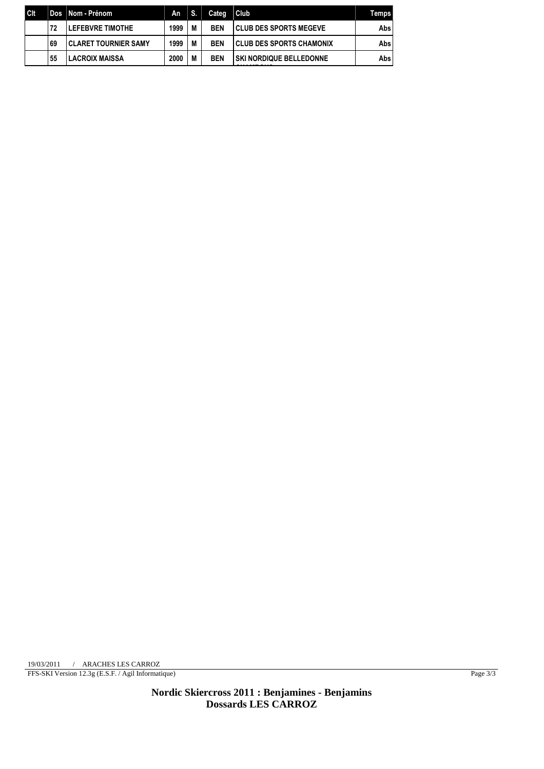| Clt | Dos | Nom - Prénom | An | S. | Categ | Club | Temps |
|---|---|---|---|---|---|---|---|
| | 72 | LEFEBVRE TIMOTHE | 1999 | M | BEN | CLUB DES SPORTS MEGEVE | Abs |
| | 69 | CLARET TOURNIER SAMY | 1999 | M | BEN | CLUB DES SPORTS CHAMONIX | Abs |
| | 55 | LACROIX MAISSA | 2000 | M | BEN | SKI NORDIQUE BELLEDONNE | Abs |

19/03/2011 / ARACHES LES CARROZ

FFS-SKI Version 12.3g (E.S.F. / Agil Informatique)

**Nordic Skiercross 2011 : Benjamines - Benjamins**
**Dossards LES CARROZ**